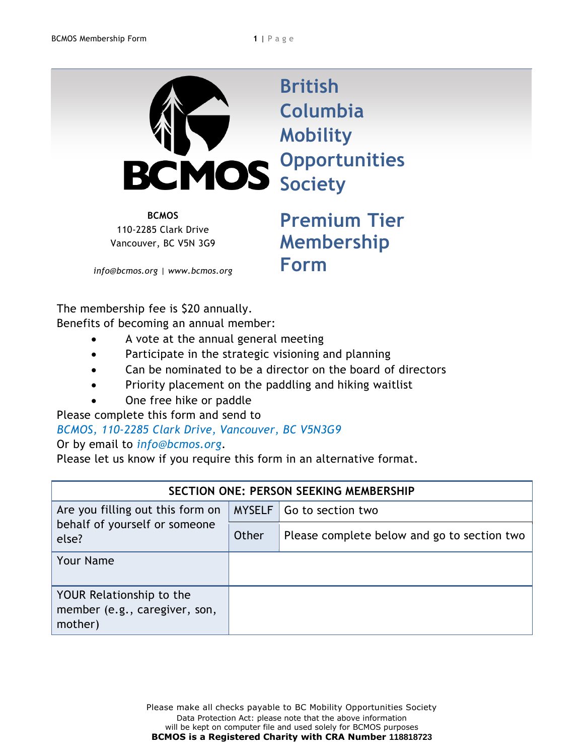# British Columbia Mobility Opportunities Society

**BCMOS**
110-2285 Clark Drive
Vancouver, BC V5N 3G9

*info@bcmos.org* | *www.bcmos.org*

## Premium Tier Membership Form

The membership fee is $20 annually.
Benefits of becoming an annual member:

- A vote at the annual general meeting
- Participate in the strategic visioning and planning
- Can be nominated to be a director on the board of directors
- Priority placement on the paddling and hiking waitlist
- One free hike or paddle

Please complete this form and send to
*BCMOS, 110-2285 Clark Drive, Vancouver, BC V5N3G9*
Or by email to *info@bcmos.org*.
Please let us know if you require this form in an alternative format.

| SECTION ONE: PERSON SEEKING MEMBERSHIP | | |
|---|---|---|
| Are you filling out this form on behalf of yourself or someone else? | MYSELF | Go to section two |
| | Other | Please complete below and go to section two |
| Your Name | | |
| YOUR Relationship to the member (e.g., caregiver, son, mother) | | |

Please make all checks payable to BC Mobility Opportunities Society
Data Protection Act: please note that the above information will be kept on computer file and used solely for BCMOS purposes
**BCMOS is a Registered Charity with CRA Number 118818723**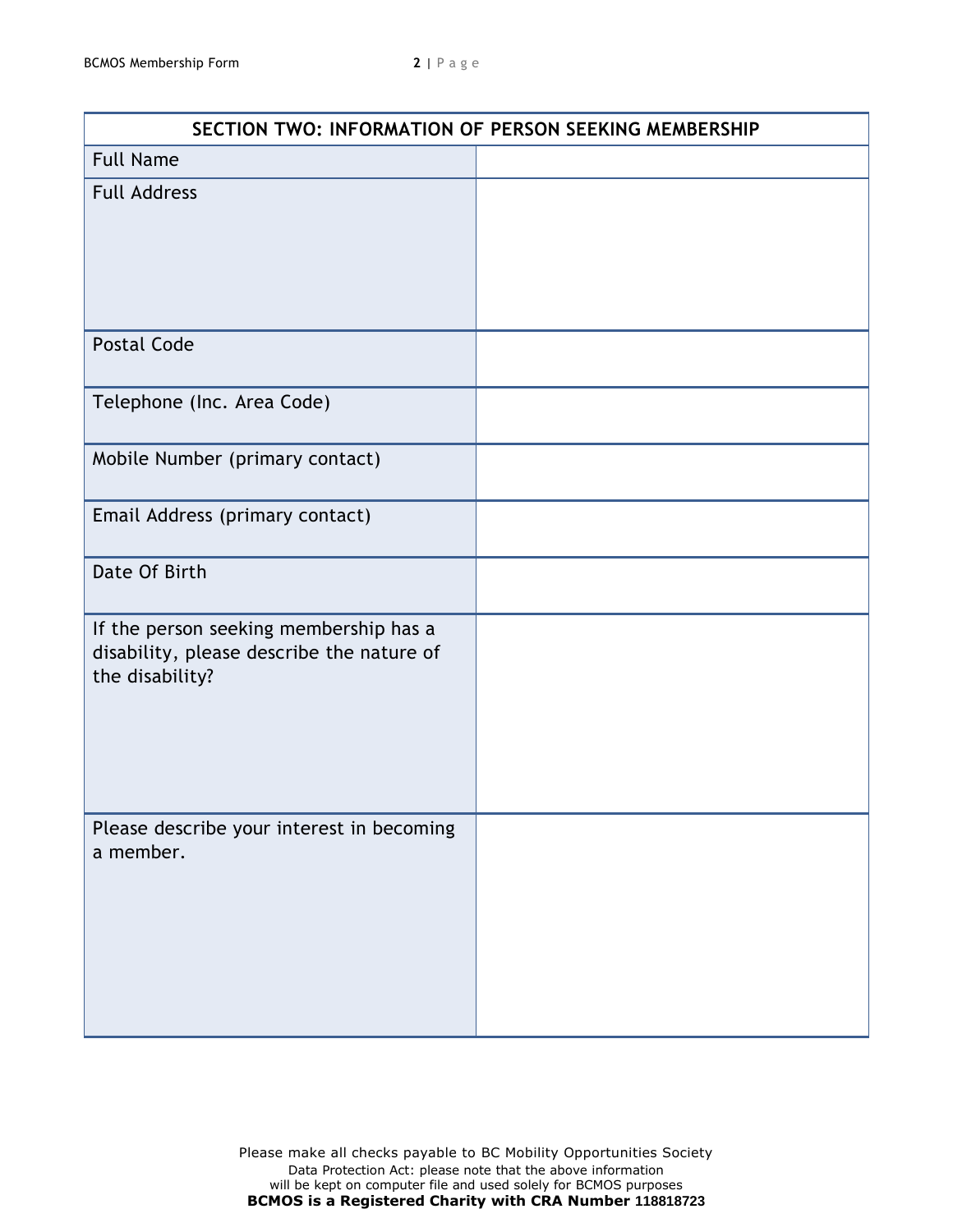| SECTION TWO: INFORMATION OF PERSON SEEKING MEMBERSHIP | |
|---|---|
| Full Name | |
| Full Address | |
| Postal Code | |
| Telephone (Inc. Area Code) | |
| Mobile Number (primary contact) | |
| Email Address (primary contact) | |
| Date Of Birth | |
| If the person seeking membership has a disability, please describe the nature of the disability? | |
| Please describe your interest in becoming a member. | |

Please make all checks payable to BC Mobility Opportunities Society
Data Protection Act: please note that the above information will be kept on computer file and used solely for BCMOS purposes
**BCMOS is a Registered Charity with CRA Number 118818723**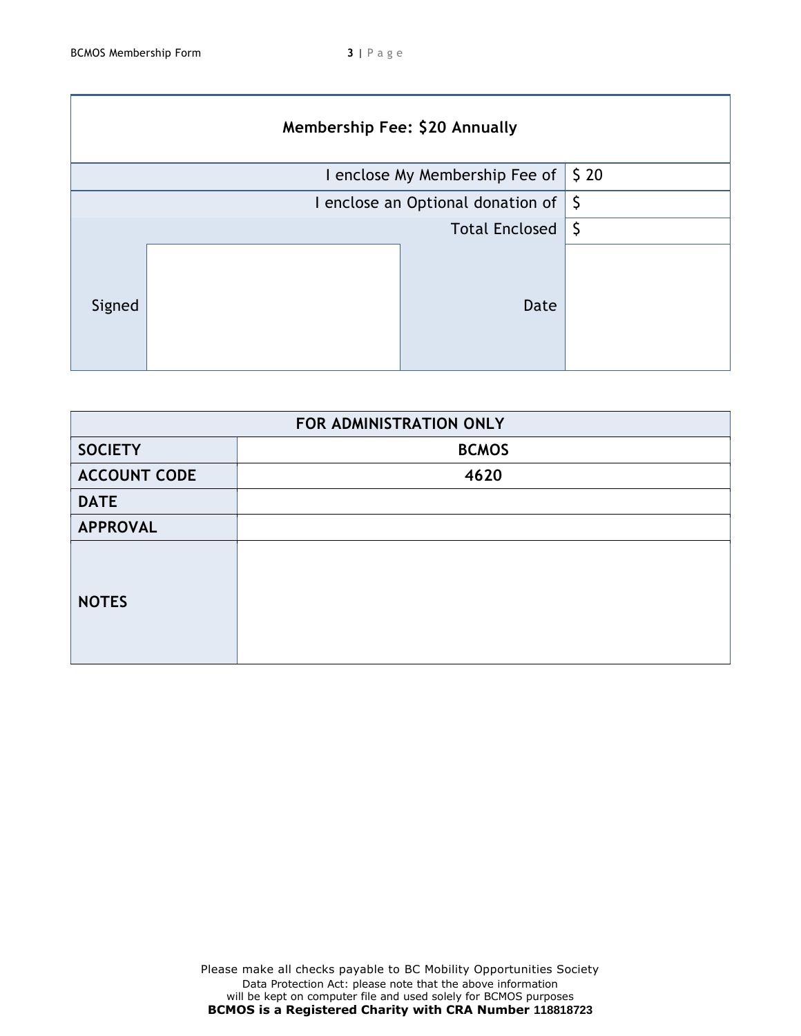| Membership Fee: $20 Annually | | | |
|---|---|---|---|
| | | I enclose My Membership Fee of | $ 20 |
| | | I enclose an Optional donation of | $ |
| | | Total Enclosed | $ |
| Signed | | Date | |

| FOR ADMINISTRATION ONLY | |
|---|---|
| **SOCIETY** | **BCMOS** |
| **ACCOUNT CODE** | **4620** |
| **DATE** | |
| **APPROVAL** | |
| **NOTES** | |

Please make all checks payable to BC Mobility Opportunities Society
Data Protection Act: please note that the above information will be kept on computer file and used solely for BCMOS purposes
**BCMOS is a Registered Charity with CRA Number 118818723**